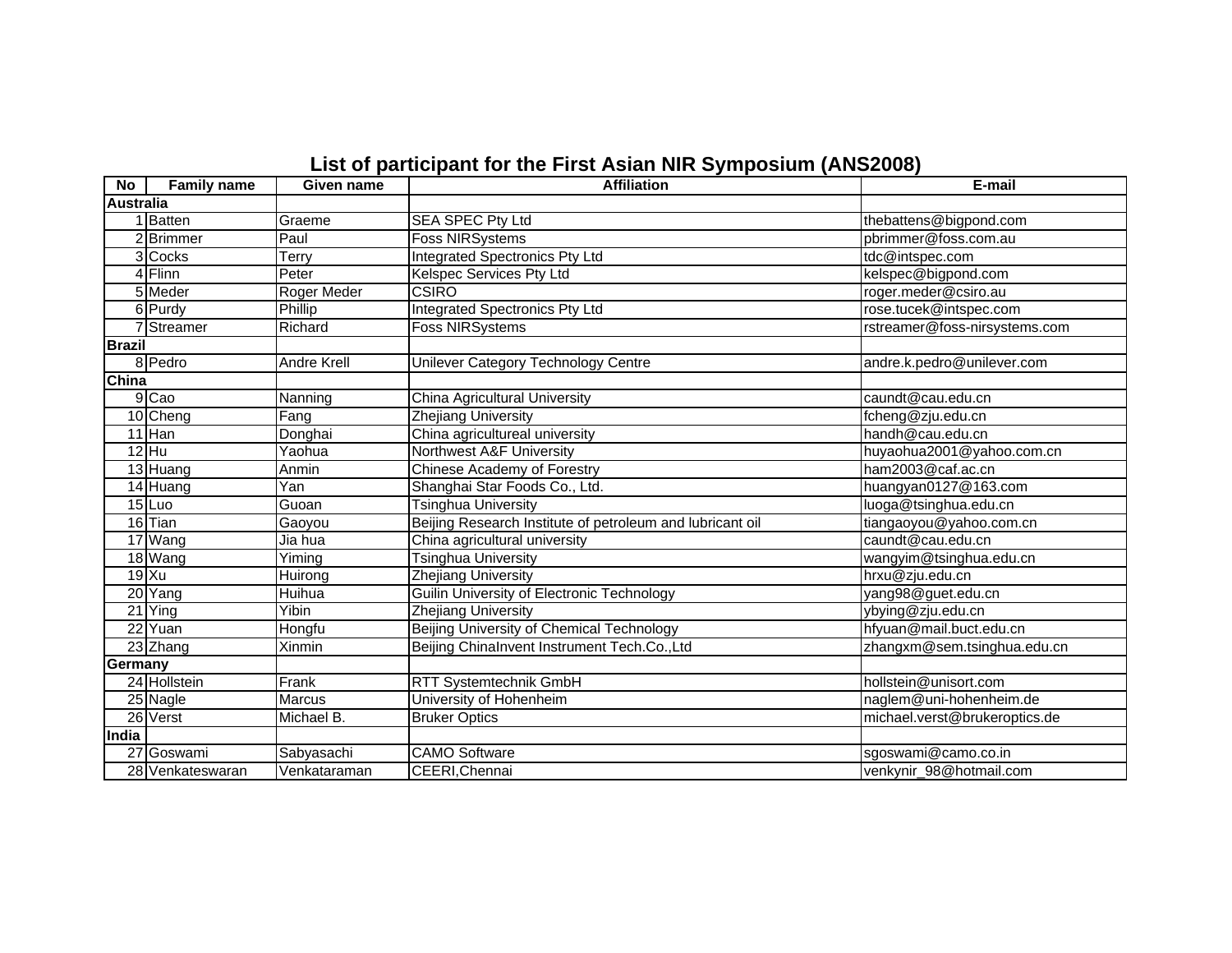# List of participant for the First Asian NIR Symposium (ANS2008)

| No | Family name | Given name | Affiliation | E-mail |
|---|---|---|---|---|
| **Australia** | | | | |
| 1 | Batten | Graeme | SEA SPEC Pty Ltd | thebattens@bigpond.com |
| 2 | Brimmer | Paul | Foss NIRSystems | pbrimmer@foss.com.au |
| 3 | Cocks | Terry | Integrated Spectronics Pty Ltd | tdc@intspec.com |
| 4 | Flinn | Peter | Kelspec Services Pty Ltd | kelspec@bigpond.com |
| 5 | Meder | Roger Meder | CSIRO | roger.meder@csiro.au |
| 6 | Purdy | Phillip | Integrated Spectronics Pty Ltd | rose.tucek@intspec.com |
| 7 | Streamer | Richard | Foss NIRSystems | rstreamer@foss-nirsystems.com |
| **Brazil** | | | | |
| 8 | Pedro | Andre Krell | Unilever Category Technology Centre | andre.k.pedro@unilever.com |
| **China** | | | | |
| 9 | Cao | Nanning | China Agricultural University | caundt@cau.edu.cn |
| 10 | Cheng | Fang | Zhejiang University | fcheng@zju.edu.cn |
| 11 | Han | Donghai | China agricultureal university | handh@cau.edu.cn |
| 12 | Hu | Yaohua | Northwest A&F University | huyaohua2001@yahoo.com.cn |
| 13 | Huang | Anmin | Chinese Academy of Forestry | ham2003@caf.ac.cn |
| 14 | Huang | Yan | Shanghai Star Foods Co., Ltd. | huangyan0127@163.com |
| 15 | Luo | Guoan | Tsinghua University | luoga@tsinghua.edu.cn |
| 16 | Tian | Gaoyou | Beijing Research Institute of petroleum and lubricant oil | tiangaoyou@yahoo.com.cn |
| 17 | Wang | Jia hua | China agricultural university | caundt@cau.edu.cn |
| 18 | Wang | Yiming | Tsinghua University | wangyim@tsinghua.edu.cn |
| 19 | Xu | Huirong | Zhejiang University | hrxu@zju.edu.cn |
| 20 | Yang | Huihua | Guilin University of Electronic Technology | yang98@guet.edu.cn |
| 21 | Ying | Yibin | Zhejiang University | ybying@zju.edu.cn |
| 22 | Yuan | Hongfu | Beijing University of Chemical Technology | hfyuan@mail.buct.edu.cn |
| 23 | Zhang | Xinmin | Beijing ChinaInvent Instrument Tech.Co.,Ltd | zhangxm@sem.tsinghua.edu.cn |
| **Germany** | | | | |
| 24 | Hollstein | Frank | RTT Systemtechnik GmbH | hollstein@unisort.com |
| 25 | Nagle | Marcus | University of Hohenheim | naglem@uni-hohenheim.de |
| 26 | Verst | Michael B. | Bruker Optics | michael.verst@brukeroptics.de |
| **India** | | | | |
| 27 | Goswami | Sabyasachi | CAMO Software | sgoswami@camo.co.in |
| 28 | Venkateswaran | Venkataraman | CEERI,Chennai | venkynir_98@hotmail.com |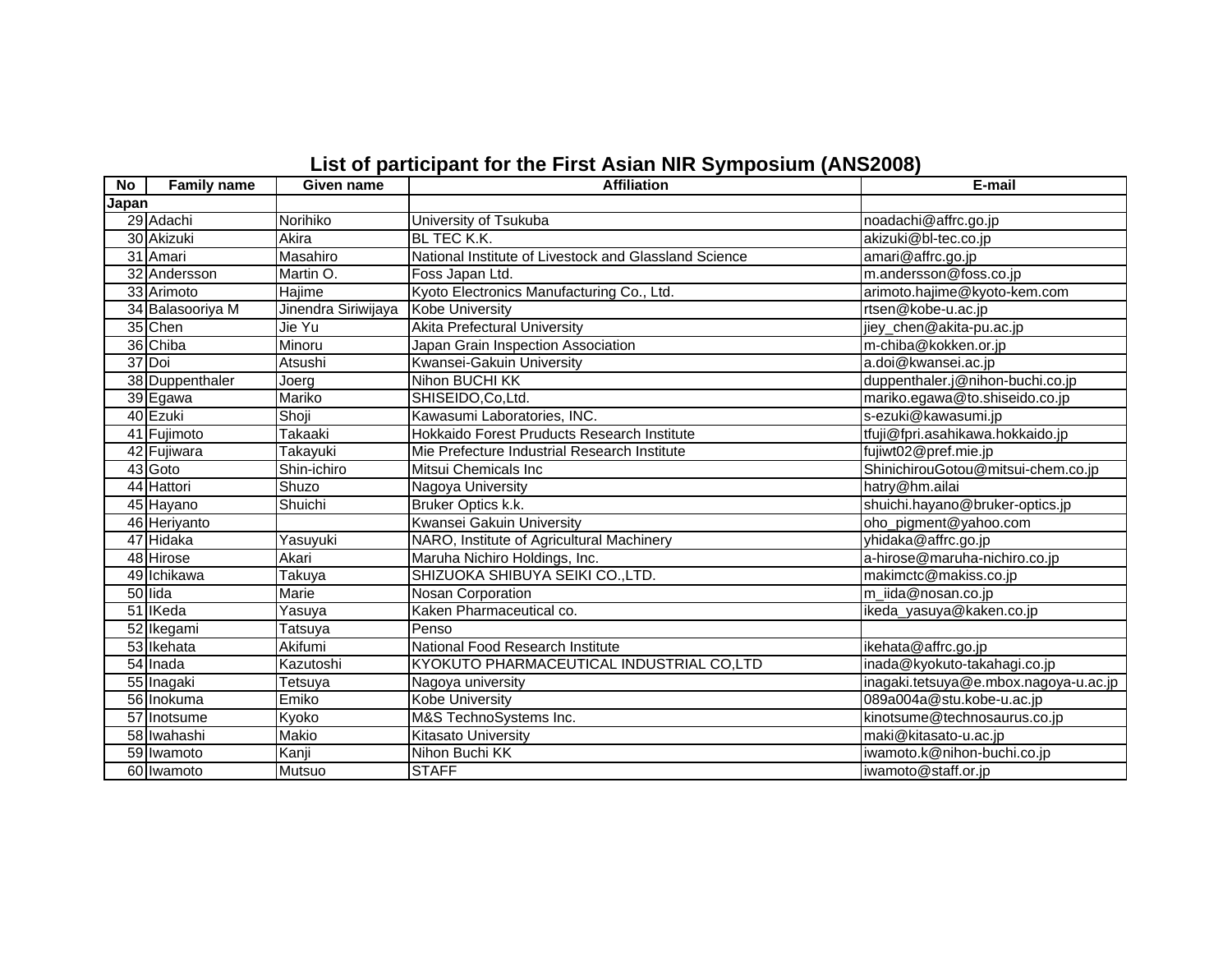# List of participant for the First Asian NIR Symposium (ANS2008)

| No | Family name | Given name | Affiliation | E-mail |
|---|---|---|---|---|
| Japan | | | | |
| 29 | Adachi | Norihiko | University of Tsukuba | noadachi@affrc.go.jp |
| 30 | Akizuki | Akira | BL TEC K.K. | akizuki@bl-tec.co.jp |
| 31 | Amari | Masahiro | National Institute of Livestock and Glassland Science | amari@affrc.go.jp |
| 32 | Andersson | Martin O. | Foss Japan Ltd. | m.andersson@foss.co.jp |
| 33 | Arimoto | Hajime | Kyoto Electronics Manufacturing Co., Ltd. | arimoto.hajime@kyoto-kem.com |
| 34 | Balasooriya M | Jinendra Siriwijaya | Kobe University | rtsen@kobe-u.ac.jp |
| 35 | Chen | Jie Yu | Akita Prefectural University | jiey_chen@akita-pu.ac.jp |
| 36 | Chiba | Minoru | Japan Grain Inspection Association | m-chiba@kokken.or.jp |
| 37 | Doi | Atsushi | Kwansei-Gakuin University | a.doi@kwansei.ac.jp |
| 38 | Duppenthaler | Joerg | Nihon BUCHI KK | duppenthaler.j@nihon-buchi.co.jp |
| 39 | Egawa | Mariko | SHISEIDO,Co,Ltd. | mariko.egawa@to.shiseido.co.jp |
| 40 | Ezuki | Shoji | Kawasumi Laboratories, INC. | s-ezuki@kawasumi.jp |
| 41 | Fujimoto | Takaaki | Hokkaido Forest Pruducts Research Institute | tfuji@fpri.asahikawa.hokkaido.jp |
| 42 | Fujiwara | Takayuki | Mie Prefecture Industrial Research Institute | fujiwt02@pref.mie.jp |
| 43 | Goto | Shin-ichiro | Mitsui Chemicals Inc | ShinichirouGotou@mitsui-chem.co.jp |
| 44 | Hattori | Shuzo | Nagoya University | hatry@hm.ailai |
| 45 | Hayano | Shuichi | Bruker Optics k.k. | shuichi.hayano@bruker-optics.jp |
| 46 | Heriyanto | | Kwansei Gakuin University | oho_pigment@yahoo.com |
| 47 | Hidaka | Yasuyuki | NARO, Institute of Agricultural Machinery | yhidaka@affrc.go.jp |
| 48 | Hirose | Akari | Maruha Nichiro Holdings, Inc. | a-hirose@maruha-nichiro.co.jp |
| 49 | Ichikawa | Takuya | SHIZUOKA SHIBUYA SEIKI CO.,LTD. | makimctc@makiss.co.jp |
| 50 | Iida | Marie | Nosan Corporation | m_iida@nosan.co.jp |
| 51 | IKeda | Yasuya | Kaken Pharmaceutical co. | ikeda_yasuya@kaken.co.jp |
| 52 | Ikegami | Tatsuya | Penso | |
| 53 | Ikehata | Akifumi | National Food Research Institute | ikehata@affrc.go.jp |
| 54 | Inada | Kazutoshi | KYOKUTO PHARMACEUTICAL INDUSTRIAL CO,LTD | inada@kyokuto-takahagi.co.jp |
| 55 | Inagaki | Tetsuya | Nagoya university | inagaki.tetsuya@e.mbox.nagoya-u.ac.jp |
| 56 | Inokuma | Emiko | Kobe University | 089a004a@stu.kobe-u.ac.jp |
| 57 | Inotsume | Kyoko | M&S TechnoSystems Inc. | kinotsume@technosaurus.co.jp |
| 58 | Iwahashi | Makio | Kitasato University | maki@kitasato-u.ac.jp |
| 59 | Iwamoto | Kanji | Nihon Buchi KK | iwamoto.k@nihon-buchi.co.jp |
| 60 | Iwamoto | Mutsuo | STAFF | iwamoto@staff.or.jp |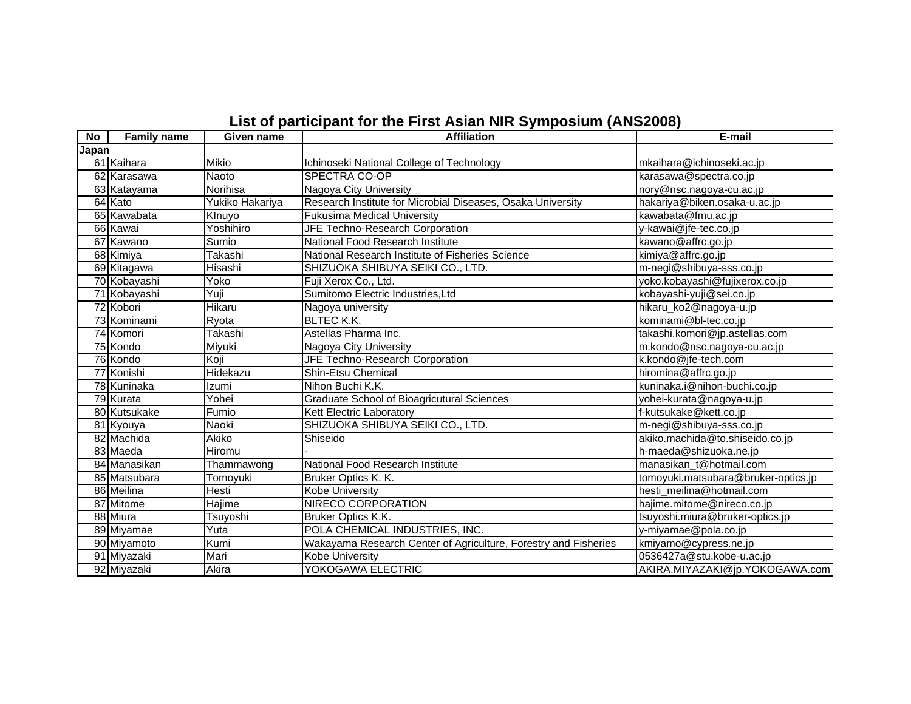# List of participant for the First Asian NIR Symposium (ANS2008)

| No | Family name | Given name | Affiliation | E-mail |
|---|---|---|---|---|
| Japan | | | | |
| 61 | Kaihara | Mikio | Ichinoseki National College of Technology | mkaihara@ichinoseki.ac.jp |
| 62 | Karasawa | Naoto | SPECTRA CO-OP | karasawa@spectra.co.jp |
| 63 | Katayama | Norihisa | Nagoya City University | nory@nsc.nagoya-cu.ac.jp |
| 64 | Kato | Yukiko Hakariya | Research Institute for Microbial Diseases, Osaka University | hakariya@biken.osaka-u.ac.jp |
| 65 | Kawabata | KInuyo | Fukusima Medical University | kawabata@fmu.ac.jp |
| 66 | Kawai | Yoshihiro | JFE Techno-Research Corporation | y-kawai@jfe-tec.co.jp |
| 67 | Kawano | Sumio | National Food Research Institute | kawano@affrc.go.jp |
| 68 | Kimiya | Takashi | National Research Institute of Fisheries Science | kimiya@affrc.go.jp |
| 69 | Kitagawa | Hisashi | SHIZUOKA SHIBUYA SEIKI CO., LTD. | m-negi@shibuya-sss.co.jp |
| 70 | Kobayashi | Yoko | Fuji Xerox Co., Ltd. | yoko.kobayashi@fujixerox.co.jp |
| 71 | Kobayashi | Yuji | Sumitomo Electric Industries,Ltd | kobayashi-yuji@sei.co.jp |
| 72 | Kobori | Hikaru | Nagoya university | hikaru_ko2@nagoya-u.jp |
| 73 | Kominami | Ryota | BLTEC K.K. | kominami@bl-tec.co.jp |
| 74 | Komori | Takashi | Astellas Pharma Inc. | takashi.komori@jp.astellas.com |
| 75 | Kondo | Miyuki | Nagoya City University | m.kondo@nsc.nagoya-cu.ac.jp |
| 76 | Kondo | Koji | JFE Techno-Research Corporation | k.kondo@jfe-tech.com |
| 77 | Konishi | Hidekazu | Shin-Etsu Chemical | hiromina@affrc.go.jp |
| 78 | Kuninaka | Izumi | Nihon Buchi K.K. | kuninaka.i@nihon-buchi.co.jp |
| 79 | Kurata | Yohei | Graduate School of Bioagricutural Sciences | yohei-kurata@nagoya-u.jp |
| 80 | Kutsukake | Fumio | Kett Electric Laboratory | f-kutsukake@kett.co.jp |
| 81 | Kyouya | Naoki | SHIZUOKA SHIBUYA SEIKI CO., LTD. | m-negi@shibuya-sss.co.jp |
| 82 | Machida | Akiko | Shiseido | akiko.machida@to.shiseido.co.jp |
| 83 | Maeda | Hiromu | - | h-maeda@shizuoka.ne.jp |
| 84 | Manasikan | Thammawong | National Food Research Institute | manasikan_t@hotmail.com |
| 85 | Matsubara | Tomoyuki | Bruker Optics K. K. | tomoyuki.matsubara@bruker-optics.jp |
| 86 | Meilina | Hesti | Kobe University | hesti_meilina@hotmail.com |
| 87 | Mitome | Hajime | NIRECO CORPORATION | hajime.mitome@nireco.co.jp |
| 88 | Miura | Tsuyoshi | Bruker Optics K.K. | tsuyoshi.miura@bruker-optics.jp |
| 89 | Miyamae | Yuta | POLA CHEMICAL INDUSTRIES, INC. | y-miyamae@pola.co.jp |
| 90 | Miyamoto | Kumi | Wakayama Research Center of Agriculture, Forestry and Fisheries | kmiyamo@cypress.ne.jp |
| 91 | Miyazaki | Mari | Kobe University | 0536427a@stu.kobe-u.ac.jp |
| 92 | Miyazaki | Akira | YOKOGAWA ELECTRIC | AKIRA.MIYAZAKI@jp.YOKOGAWA.com |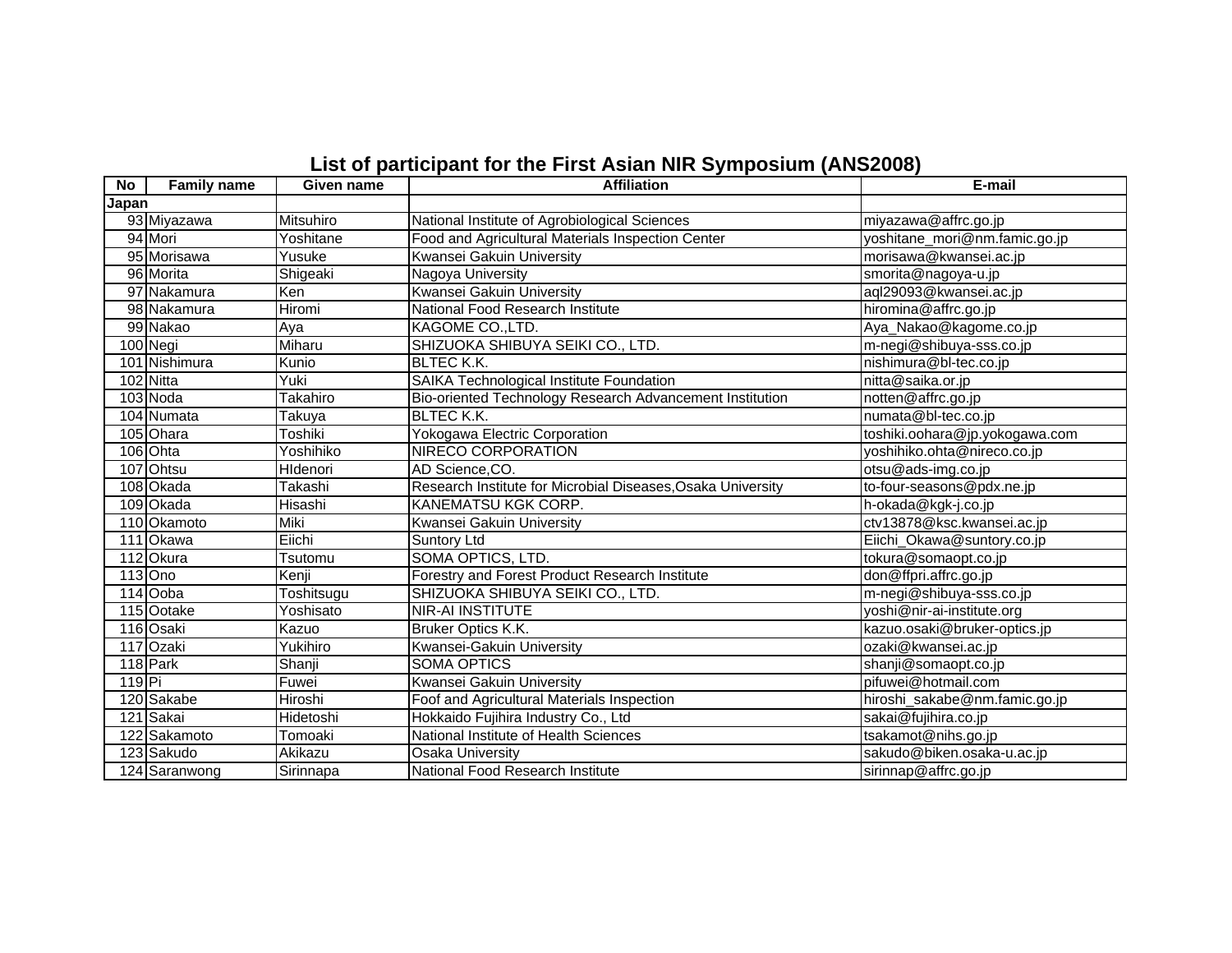## List of participant for the First Asian NIR Symposium (ANS2008)

| No | Family name | Given name | Affiliation | E-mail |
|---|---|---|---|---|
| Japan | | | | |
| 93 | Miyazawa | Mitsuhiro | National Institute of Agrobiological Sciences | miyazawa@affrc.go.jp |
| 94 | Mori | Yoshitane | Food and Agricultural Materials Inspection Center | yoshitane_mori@nm.famic.go.jp |
| 95 | Morisawa | Yusuke | Kwansei Gakuin University | morisawa@kwansei.ac.jp |
| 96 | Morita | Shigeaki | Nagoya University | smorita@nagoya-u.jp |
| 97 | Nakamura | Ken | Kwansei Gakuin University | aql29093@kwansei.ac.jp |
| 98 | Nakamura | Hiromi | National Food Research Institute | hiromina@affrc.go.jp |
| 99 | Nakao | Aya | KAGOME CO.,LTD. | Aya_Nakao@kagome.co.jp |
| 100 | Negi | Miharu | SHIZUOKA SHIBUYA SEIKI CO., LTD. | m-negi@shibuya-sss.co.jp |
| 101 | Nishimura | Kunio | BLTEC K.K. | nishimura@bl-tec.co.jp |
| 102 | Nitta | Yuki | SAIKA Technological Institute Foundation | nitta@saika.or.jp |
| 103 | Noda | Takahiro | Bio-oriented Technology Research Advancement Institution | notten@affrc.go.jp |
| 104 | Numata | Takuya | BLTEC K.K. | numata@bl-tec.co.jp |
| 105 | Ohara | Toshiki | Yokogawa Electric Corporation | toshiki.oohara@jp.yokogawa.com |
| 106 | Ohta | Yoshihiko | NIRECO CORPORATION | yoshihiko.ohta@nireco.co.jp |
| 107 | Ohtsu | HIdenori | AD Science,CO. | otsu@ads-img.co.jp |
| 108 | Okada | Takashi | Research Institute for Microbial Diseases,Osaka University | to-four-seasons@pdx.ne.jp |
| 109 | Okada | Hisashi | KANEMATSU KGK CORP. | h-okada@kgk-j.co.jp |
| 110 | Okamoto | Miki | Kwansei Gakuin University | ctv13878@ksc.kwansei.ac.jp |
| 111 | Okawa | Eiichi | Suntory Ltd | Eiichi_Okawa@suntory.co.jp |
| 112 | Okura | Tsutomu | SOMA OPTICS, LTD. | tokura@somaopt.co.jp |
| 113 | Ono | Kenji | Forestry and Forest Product Research Institute | don@ffpri.affrc.go.jp |
| 114 | Ooba | Toshitsugu | SHIZUOKA SHIBUYA SEIKI CO., LTD. | m-negi@shibuya-sss.co.jp |
| 115 | Ootake | Yoshisato | NIR-AI INSTITUTE | yoshi@nir-ai-institute.org |
| 116 | Osaki | Kazuo | Bruker Optics K.K. | kazuo.osaki@bruker-optics.jp |
| 117 | Ozaki | Yukihiro | Kwansei-Gakuin University | ozaki@kwansei.ac.jp |
| 118 | Park | Shanji | SOMA OPTICS | shanji@somaopt.co.jp |
| 119 | Pi | Fuwei | Kwansei Gakuin University | pifuwei@hotmail.com |
| 120 | Sakabe | Hiroshi | Foof and Agricultural Materials Inspection | hiroshi_sakabe@nm.famic.go.jp |
| 121 | Sakai | Hidetoshi | Hokkaido Fujihira Industry Co., Ltd | sakai@fujihira.co.jp |
| 122 | Sakamoto | Tomoaki | National Institute of Health Sciences | tsakamot@nihs.go.jp |
| 123 | Sakudo | Akikazu | Osaka University | sakudo@biken.osaka-u.ac.jp |
| 124 | Saranwong | Sirinnapa | National Food Research Institute | sirinnap@affrc.go.jp |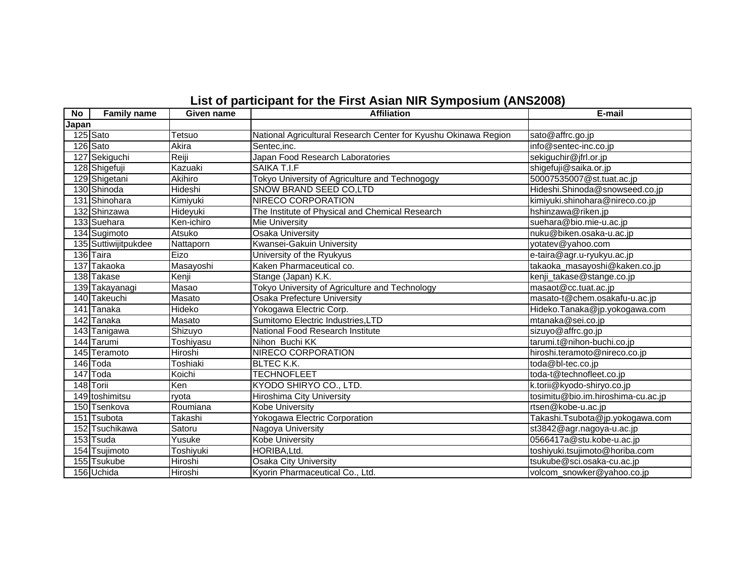# List of participant for the First Asian NIR Symposium (ANS2008)

| No | Family name | Given name | Affiliation | E-mail |
|---|---|---|---|---|
| Japan | | | | |
| 125 | Sato | Tetsuo | National Agricultural Research Center for Kyushu Okinawa Region | sato@affrc.go.jp |
| 126 | Sato | Akira | Sentec,inc. | info@sentec-inc.co.jp |
| 127 | Sekiguchi | Reiji | Japan Food Research Laboratories | sekiguchir@jfrl.or.jp |
| 128 | Shigefuji | Kazuaki | SAIKA T.I.F | shigefuji@saika.or.jp |
| 129 | Shigetani | Akihiro | Tokyo University of Agriculture and Technogogy | 50007535007@st.tuat.ac.jp |
| 130 | Shinoda | Hideshi | SNOW BRAND SEED CO,LTD | Hideshi.Shinoda@snowseed.co.jp |
| 131 | Shinohara | Kimiyuki | NIRECO CORPORATION | kimiyuki.shinohara@nireco.co.jp |
| 132 | Shinzawa | Hideyuki | The Institute of Physical and Chemical Research | hshinzawa@riken.jp |
| 133 | Suehara | Ken-ichiro | Mie University | suehara@bio.mie-u.ac.jp |
| 134 | Sugimoto | Atsuko | Osaka University | nuku@biken.osaka-u.ac.jp |
| 135 | Suttiwijitpukdee | Nattaporn | Kwansei-Gakuin University | yotatev@yahoo.com |
| 136 | Taira | Eizo | University of the Ryukyus | e-taira@agr.u-ryukyu.ac.jp |
| 137 | Takaoka | Masayoshi | Kaken Pharmaceutical co. | takaoka_masayoshi@kaken.co.jp |
| 138 | Takase | Kenji | Stange (Japan) K.K. | kenji_takase@stange.co.jp |
| 139 | Takayanagi | Masao | Tokyo University of Agriculture and Technology | masaot@cc.tuat.ac.jp |
| 140 | Takeuchi | Masato | Osaka Prefecture University | masato-t@chem.osakafu-u.ac.jp |
| 141 | Tanaka | Hideko | Yokogawa Electric Corp. | Hideko.Tanaka@jp.yokogawa.com |
| 142 | Tanaka | Masato | Sumitomo Electric Industries,LTD | mtanaka@sei.co.jp |
| 143 | Tanigawa | Shizuyo | National Food Research Institute | sizuyo@affrc.go.jp |
| 144 | Tarumi | Toshiyasu | Nihon Buchi KK | tarumi.t@nihon-buchi.co.jp |
| 145 | Teramoto | Hiroshi | NIRECO CORPORATION | hiroshi.teramoto@nireco.co.jp |
| 146 | Toda | Toshiaki | BLTEC K.K. | toda@bl-tec.co.jp |
| 147 | Toda | Koichi | TECHNOFLEET | toda-t@technofleet.co.jp |
| 148 | Torii | Ken | KYODO SHIRYO CO., LTD. | k.torii@kyodo-shiryo.co.jp |
| 149 | toshimitsu | ryota | Hiroshima City University | tosimitu@bio.im.hiroshima-cu.ac.jp |
| 150 | Tsenkova | Roumiana | Kobe University | rtsen@kobe-u.ac.jp |
| 151 | Tsubota | Takashi | Yokogawa Electric Corporation | Takashi.Tsubota@jp.yokogawa.com |
| 152 | Tsuchikawa | Satoru | Nagoya University | st3842@agr.nagoya-u.ac.jp |
| 153 | Tsuda | Yusuke | Kobe University | 0566417a@stu.kobe-u.ac.jp |
| 154 | Tsujimoto | Toshiyuki | HORIBA,Ltd. | toshiyuki.tsujimoto@horiba.com |
| 155 | Tsukube | Hiroshi | Osaka City University | tsukube@sci.osaka-cu.ac.jp |
| 156 | Uchida | Hiroshi | Kyorin Pharmaceutical Co., Ltd. | volcom_snowker@yahoo.co.jp |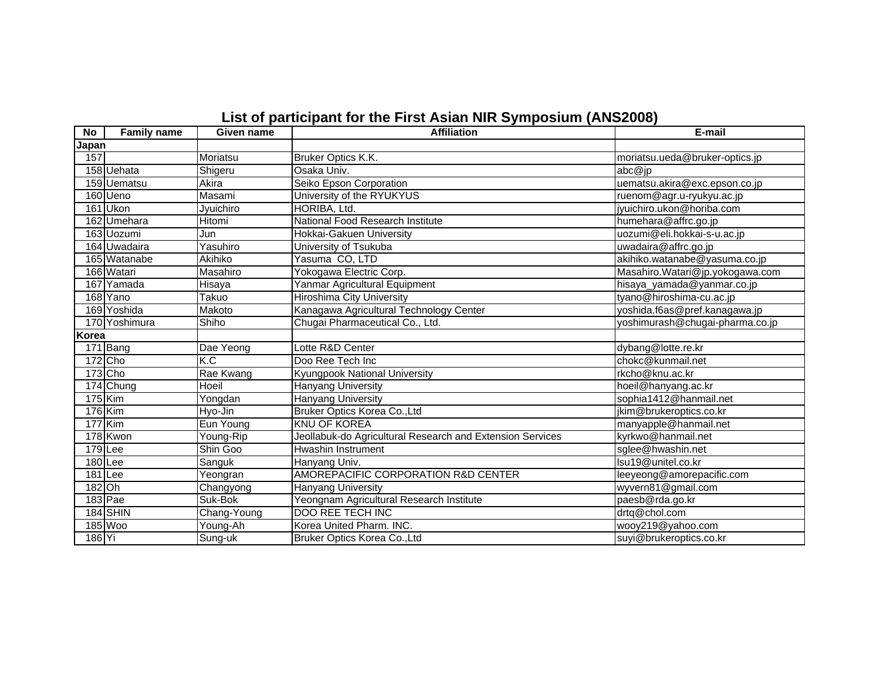## List of participant for the First Asian NIR Symposium (ANS2008)

| No | Family name | Given name | Affiliation | E-mail |
|---|---|---|---|---|
| **Japan** | | | | |
| 157 | | Moriatsu | Bruker Optics K.K. | moriatsu.ueda@bruker-optics.jp |
| 158 | Uehata | Shigeru | Osaka Univ. | abc@jp |
| 159 | Uematsu | Akira | Seiko Epson Corporation | uematsu.akira@exc.epson.co.jp |
| 160 | Ueno | Masami | University of the RYUKYUS | ruenom@agr.u-ryukyu.ac.jp |
| 161 | Ukon | Jyuichiro | HORIBA, Ltd. | jyuichiro.ukon@horiba.com |
| 162 | Umehara | Hitomi | National Food Research Institute | humehara@affrc.go.jp |
| 163 | Uozumi | Jun | Hokkai-Gakuen University | uozumi@eli.hokkai-s-u.ac.jp |
| 164 | Uwadaira | Yasuhiro | University of Tsukuba | uwadaira@affrc.go.jp |
| 165 | Watanabe | Akihiko | Yasuma CO, LTD | akihiko.watanabe@yasuma.co.jp |
| 166 | Watari | Masahiro | Yokogawa Electric Corp. | Masahiro.Watari@jp.yokogawa.com |
| 167 | Yamada | Hisaya | Yanmar Agricultural Equipment | hisaya_yamada@yanmar.co.jp |
| 168 | Yano | Takuo | Hiroshima City University | tyano@hiroshima-cu.ac.jp |
| 169 | Yoshida | Makoto | Kanagawa Agricultural Technology Center | yoshida.f6as@pref.kanagawa.jp |
| 170 | Yoshimura | Shiho | Chugai Pharmaceutical Co., Ltd. | yoshimurash@chugai-pharma.co.jp |
| **Korea** | | | | |
| 171 | Bang | Dae Yeong | Lotte R&D Center | dybang@lotte.re.kr |
| 172 | Cho | K.C | Doo Ree Tech Inc | chokc@kunmail.net |
| 173 | Cho | Rae Kwang | Kyungpook National University | rkcho@knu.ac.kr |
| 174 | Chung | Hoeil | Hanyang University | hoeil@hanyang.ac.kr |
| 175 | Kim | Yongdan | Hanyang University | sophia1412@hanmail.net |
| 176 | Kim | Hyo-Jin | Bruker Optics Korea Co.,Ltd | jkim@brukeroptics.co.kr |
| 177 | Kim | Eun Young | KNU OF KOREA | manyapple@hanmail.net |
| 178 | Kwon | Young-Rip | Jeollabuk-do Agricultural Research and Extension Services | kyrkwo@hanmail.net |
| 179 | Lee | Shin Goo | Hwashin Instrument | sglee@hwashin.net |
| 180 | Lee | Sanguk | Hanyang Univ. | lsu19@unitel.co.kr |
| 181 | Lee | Yeongran | AMOREPACIFIC CORPORATION R&D CENTER | leeyeong@amorepacific.com |
| 182 | Oh | Changyong | Hanyang University | wyvern81@gmail.com |
| 183 | Pae | Suk-Bok | Yeongnam Agricultural Research Institute | paesb@rda.go.kr |
| 184 | SHIN | Chang-Young | DOO REE TECH INC | drtq@chol.com |
| 185 | Woo | Young-Ah | Korea United Pharm. INC. | wooy219@yahoo.com |
| 186 | Yi | Sung-uk | Bruker Optics Korea Co.,Ltd | suyi@brukeroptics.co.kr |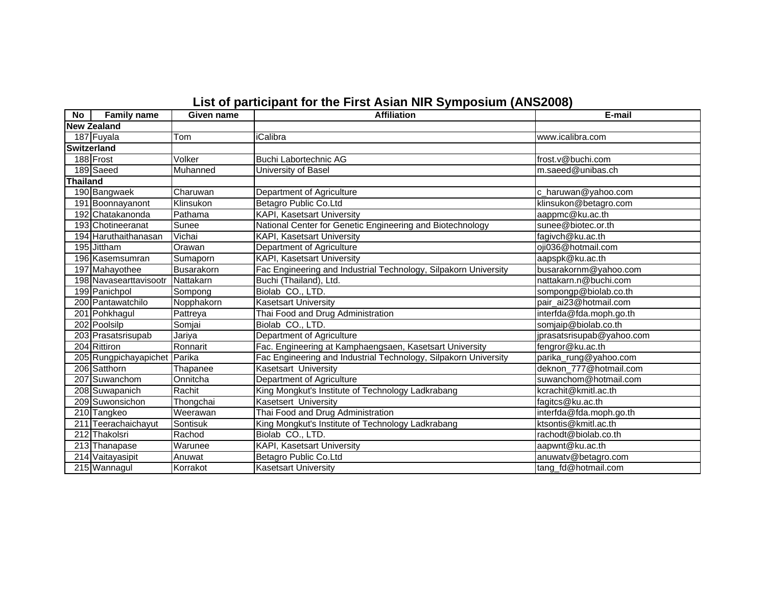# List of participant for the First Asian NIR Symposium (ANS2008)

| No | Family name | Given name | Affiliation | E-mail |
|---|---|---|---|---|
| **New Zealand** | | | | |
| 187 | Fuyala | Tom | iCalibra | www.icalibra.com |
| **Switzerland** | | | | |
| 188 | Frost | Volker | Buchi Labortechnic AG | frost.v@buchi.com |
| 189 | Saeed | Muhanned | University of Basel | m.saeed@unibas.ch |
| **Thailand** | | | | |
| 190 | Bangwaek | Charuwan | Department of Agriculture | c_haruwan@yahoo.com |
| 191 | Boonnayanont | Klinsukon | Betagro Public Co.Ltd | klinsukon@betagro.com |
| 192 | Chatakanonda | Pathama | KAPI, Kasetsart University | aappmc@ku.ac.th |
| 193 | Chotineeranat | Sunee | National Center for Genetic Engineering and Biotechnology | sunee@biotec.or.th |
| 194 | Haruthaithanasan | Vichai | KAPI, Kasetsart University | fagivch@ku.ac.th |
| 195 | Jittham | Orawan | Department of Agriculture | oji036@hotmail.com |
| 196 | Kasemsumran | Sumaporn | KAPI, Kasetsart University | aapspk@ku.ac.th |
| 197 | Mahayothee | Busarakorn | Fac Engineering and Industrial Technology, Silpakorn University | busarakornm@yahoo.com |
| 198 | Navasearttavisootr | Nattakarn | Buchi (Thailand), Ltd. | nattakarn.n@buchi.com |
| 199 | Panichpol | Sompong | Biolab CO., LTD. | sompongp@biolab.co.th |
| 200 | Pantawatchilo | Nopphakorn | Kasetsart University | pair_ai23@hotmail.com |
| 201 | Pohkhagul | Pattreya | Thai Food and Drug Administration | interfda@fda.moph.go.th |
| 202 | Poolsilp | Somjai | Biolab CO., LTD. | somjaip@biolab.co.th |
| 203 | Prasatsrisupab | Jariya | Department of Agriculture | jprasatsrisupab@yahoo.com |
| 204 | Rittiron | Ronnarit | Fac. Engineering at Kamphaengsaen, Kasetsart University | fengror@ku.ac.th |
| 205 | Rungpichayapichet | Parika | Fac Engineering and Industrial Technology, Silpakorn University | parika_rung@yahoo.com |
| 206 | Satthorn | Thapanee | Kasetsart University | deknon_777@hotmail.com |
| 207 | Suwanchom | Onnitcha | Department of Agriculture | suwanchom@hotmail.com |
| 208 | Suwapanich | Rachit | King Mongkut's Institute of Technology Ladkrabang | kcrachit@kmitl.ac.th |
| 209 | Suwonsichon | Thongchai | Kasetsert University | fagitcs@ku.ac.th |
| 210 | Tangkeo | Weerawan | Thai Food and Drug Administration | interfda@fda.moph.go.th |
| 211 | Teerachaichayut | Sontisuk | King Mongkut's Institute of Technology Ladkrabang | ktsontis@kmitl.ac.th |
| 212 | Thakolsri | Rachod | Biolab CO., LTD. | rachodt@biolab.co.th |
| 213 | Thanapase | Warunee | KAPI, Kasetsart University | aapwnt@ku.ac.th |
| 214 | Vaitayasipit | Anuwat | Betagro Public Co.Ltd | anuwatv@betagro.com |
| 215 | Wannagul | Korrakot | Kasetsart University | tang_fd@hotmail.com |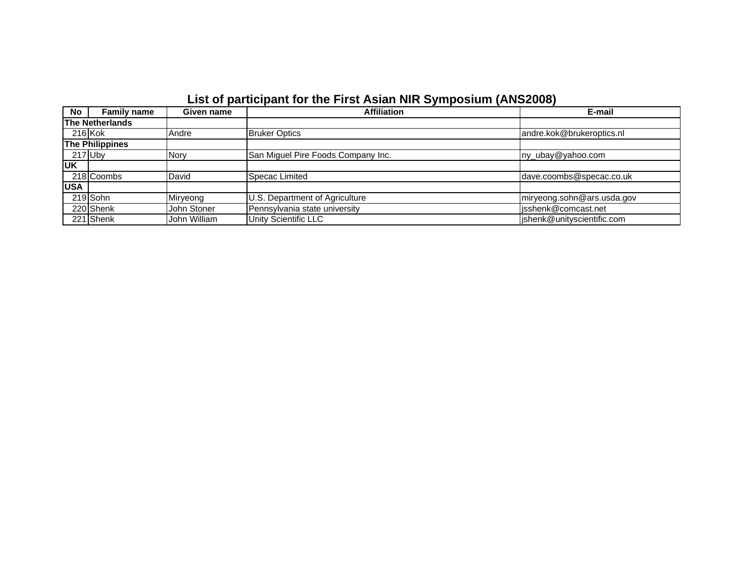## List of participant for the First Asian NIR Symposium (ANS2008)

| No | Family name | Given name | Affiliation | E-mail |
|---|---|---|---|---|
| **The Netherlands** | | | | |
| 216 | Kok | Andre | Bruker Optics | andre.kok@brukeroptics.nl |
| **The Philippines** | | | | |
| 217 | Uby | Nory | San Miguel Pire Foods Company Inc. | ny_ubay@yahoo.com |
| **UK** | | | | |
| 218 | Coombs | David | Specac Limited | dave.coombs@specac.co.uk |
| **USA** | | | | |
| 219 | Sohn | Miryeong | U.S. Department of Agriculture | miryeong.sohn@ars.usda.gov |
| 220 | Shenk | John Stoner | Pennsylvania state university | jsshenk@comcast.net |
| 221 | Shenk | John William | Unity Scientific LLC | jshenk@unityscientific.com |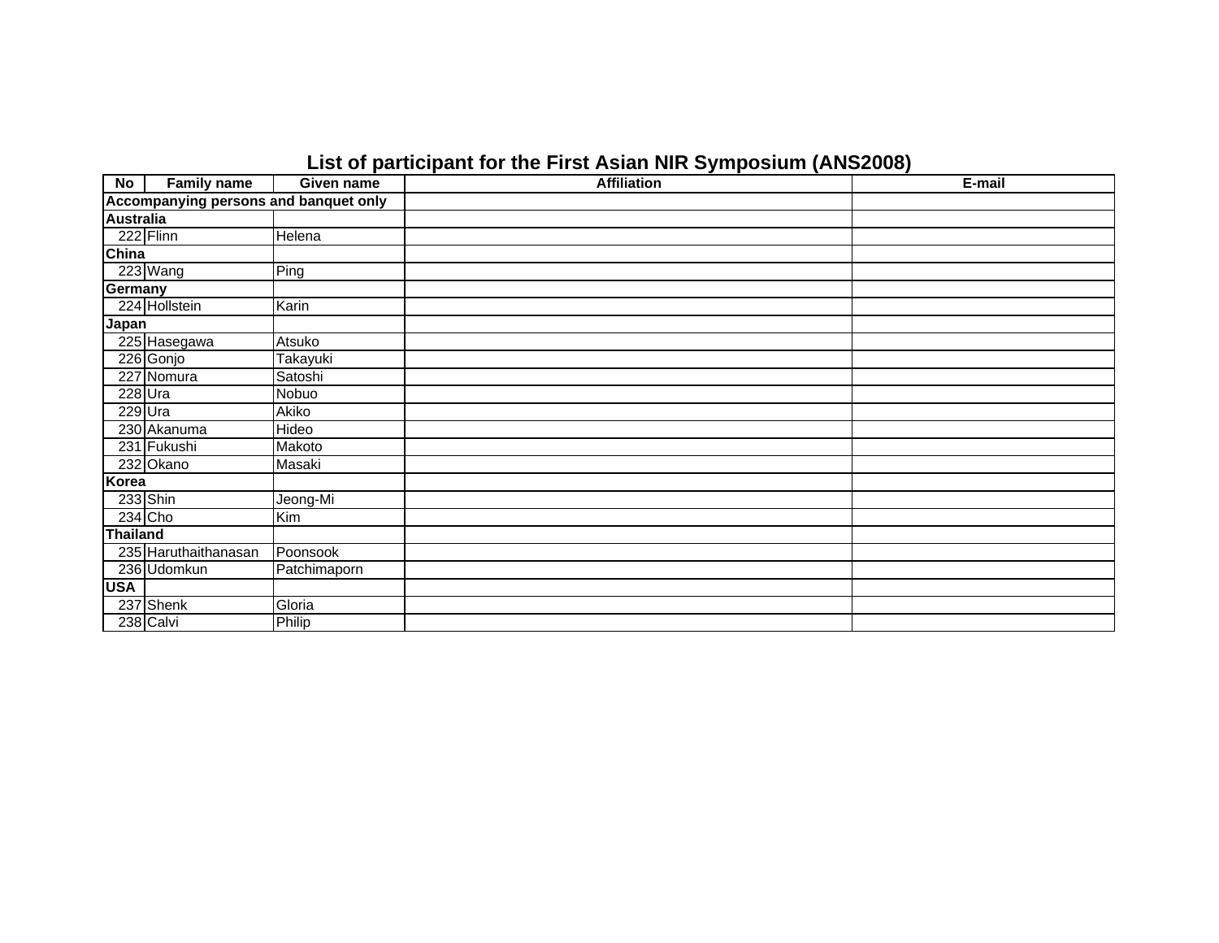# List of participant for the First Asian NIR Symposium (ANS2008)

| No | Family name | Given name | Affiliation | E-mail |
|---|---|---|---|---|
| **Accompanying persons and banquet only** | | | | |
| **Australia** | | | | |
| 222 | Flinn | Helena | | |
| **China** | | | | |
| 223 | Wang | Ping | | |
| **Germany** | | | | |
| 224 | Hollstein | Karin | | |
| **Japan** | | | | |
| 225 | Hasegawa | Atsuko | | |
| 226 | Gonjo | Takayuki | | |
| 227 | Nomura | Satoshi | | |
| 228 | Ura | Nobuo | | |
| 229 | Ura | Akiko | | |
| 230 | Akanuma | Hideo | | |
| 231 | Fukushi | Makoto | | |
| 232 | Okano | Masaki | | |
| **Korea** | | | | |
| 233 | Shin | Jeong-Mi | | |
| 234 | Cho | Kim | | |
| **Thailand** | | | | |
| 235 | Haruthaithanasan | Poonsook | | |
| 236 | Udomkun | Patchimaporn | | |
| **USA** | | | | |
| 237 | Shenk | Gloria | | |
| 238 | Calvi | Philip | | |